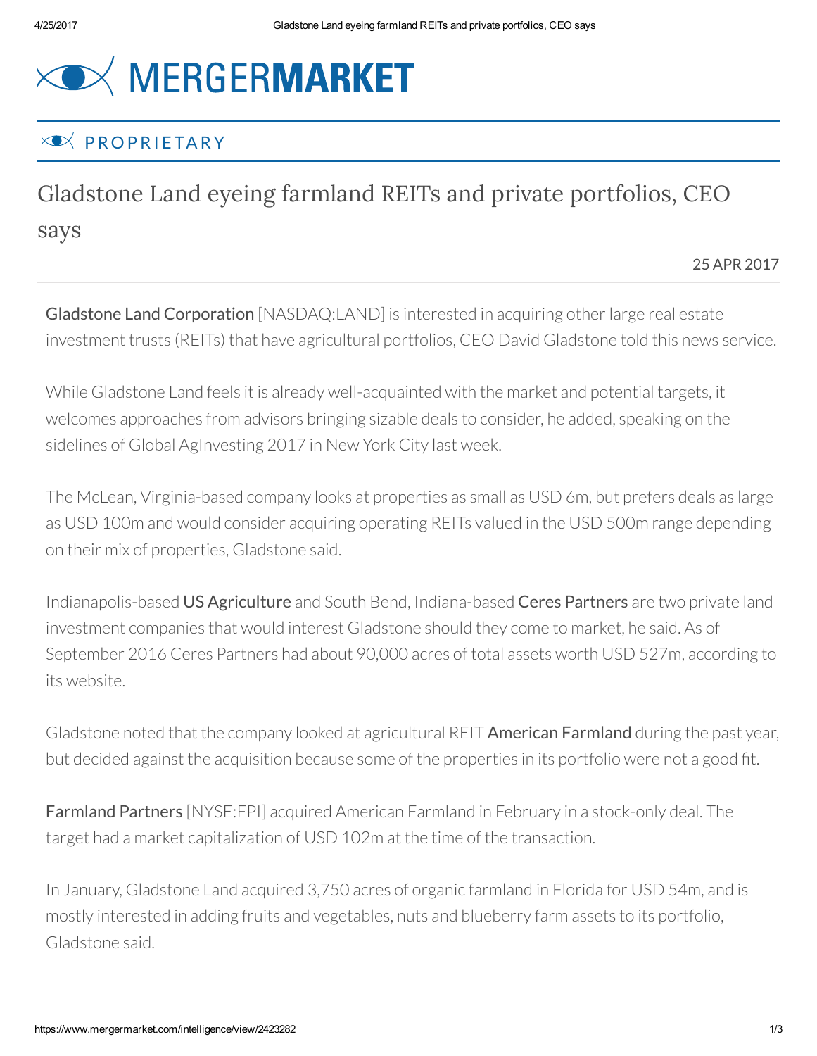MERGERMARKET

PROPRIETARY

# Gladstone Land eyeing farmland REITs and private portfolios, CEO says

25 APR 2017

**Gladstone Land Corporation** [NASDAQ:LAND] is interested in acquiring other large real estate investment trusts (REITs) that have agricultural portfolios, CEO David Gladstone told this news service.

While Gladstone Land feels it is already well-acquainted with the market and potential targets, it welcomes approaches from advisors bringing sizable deals to consider, he added, speaking on the sidelines of Global AgInvesting 2017 in New York City last week.

The McLean, Virginia-based company looks at properties as small as USD 6m, but prefers deals as large as USD 100m and would consider acquiring operating REITs valued in the USD 500m range depending on their mix of properties, Gladstone said.

Indianapolis-based **US Agriculture** and South Bend, Indiana-based **Ceres Partners** are two private land investment companies that would interest Gladstone should they come to market, he said. As of September 2016 Ceres Partners had about 90,000 acres of total assets worth USD 527m, according to its website.

Gladstone noted that the company looked at agricultural REIT **American Farmland** during the past year, but decided against the acquisition because some of the properties in its portfolio were not a good fit.

**Farmland Partners** [NYSE:FPI] acquired American Farmland in February in a stock-only deal. The target had a market capitalization of USD 102m at the time of the transaction.

In January, Gladstone Land acquired 3,750 acres of organic farmland in Florida for USD 54m, and is mostly interested in adding fruits and vegetables, nuts and blueberry farm assets to its portfolio, Gladstone said.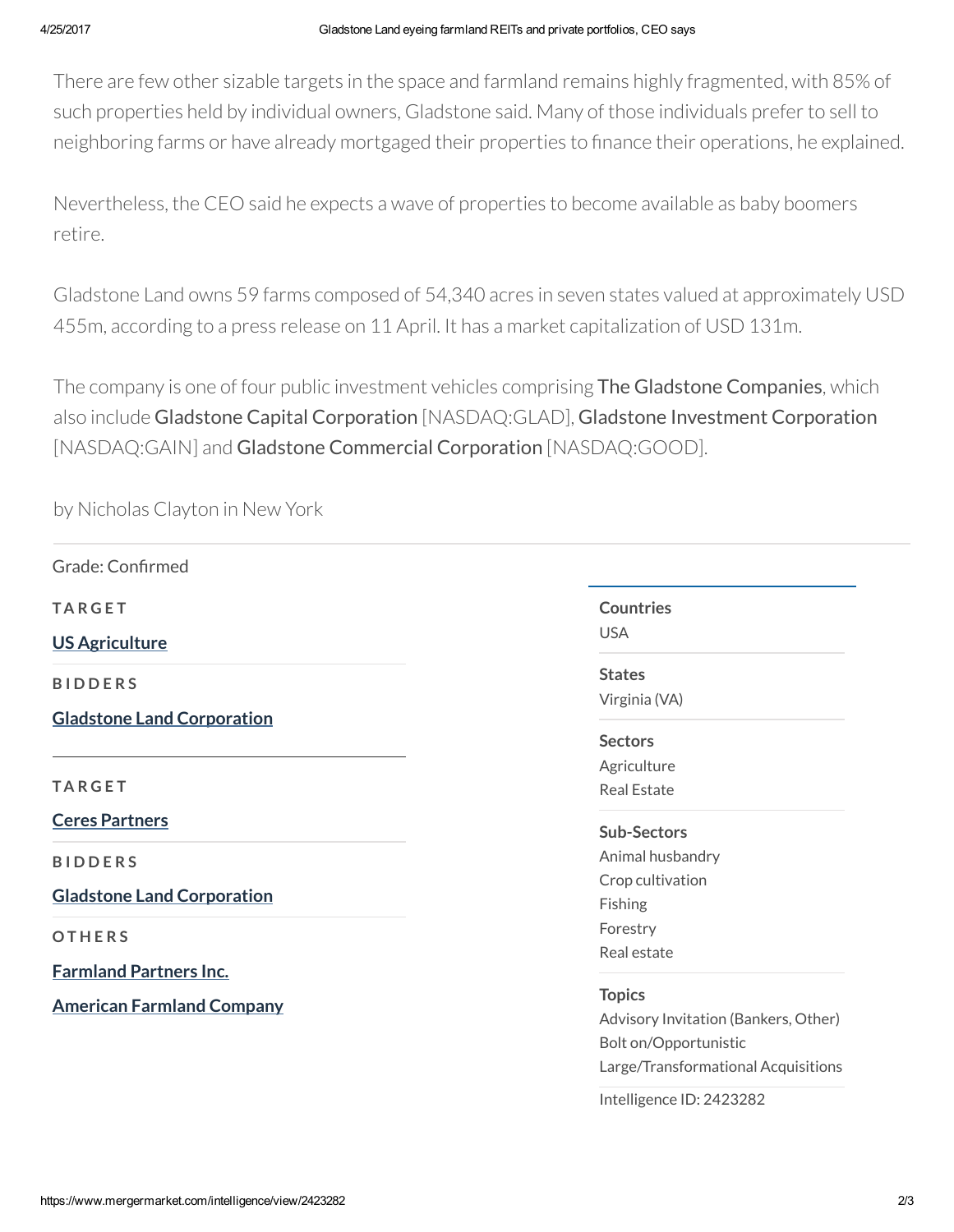There are few other sizable targets in the space and farmland remains highly fragmented, with 85% of such properties held by individual owners, Gladstone said. Many of those individuals prefer to sell to neighboring farms or have already mortgaged their properties to finance their operations, he explained.

Nevertheless, the CEO said he expects a wave of properties to become available as baby boomers retire.

Gladstone Land owns 59 farms composed of 54,340 acres in seven states valued at approximately USD 455m, according to a press release on 11 April. It has a market capitalization of USD 131m.

The company is one of four public investment vehicles comprising **The Gladstone Companies**, which also include **Gladstone Capital Corporation** [NASDAQ:GLAD], **Gladstone Investment Corporation** [NASDAQ:GAIN] and **Gladstone Commercial Corporation** [NASDAQ:GOOD].

by Nicholas Clayton in New York

---

Grade: Confirmed

**TARGET**

**US Agriculture**

**BIDDERS**

**Gladstone Land Corporation**

---

**TARGET**

**Ceres Partners**

**BIDDERS**

**Gladstone Land Corporation**

**OTHERS**

**Farmland Partners Inc.**

**American Farmland Company**

---

**Countries**
USA

**States**
Virginia (VA)

**Sectors**
Agriculture
Real Estate

**Sub-Sectors**
Animal husbandry
Crop cultivation
Fishing
Forestry
Real estate

**Topics**
Advisory Invitation (Bankers, Other)
Bolt on/Opportunistic
Large/Transformational Acquisitions

Intelligence ID: 2423282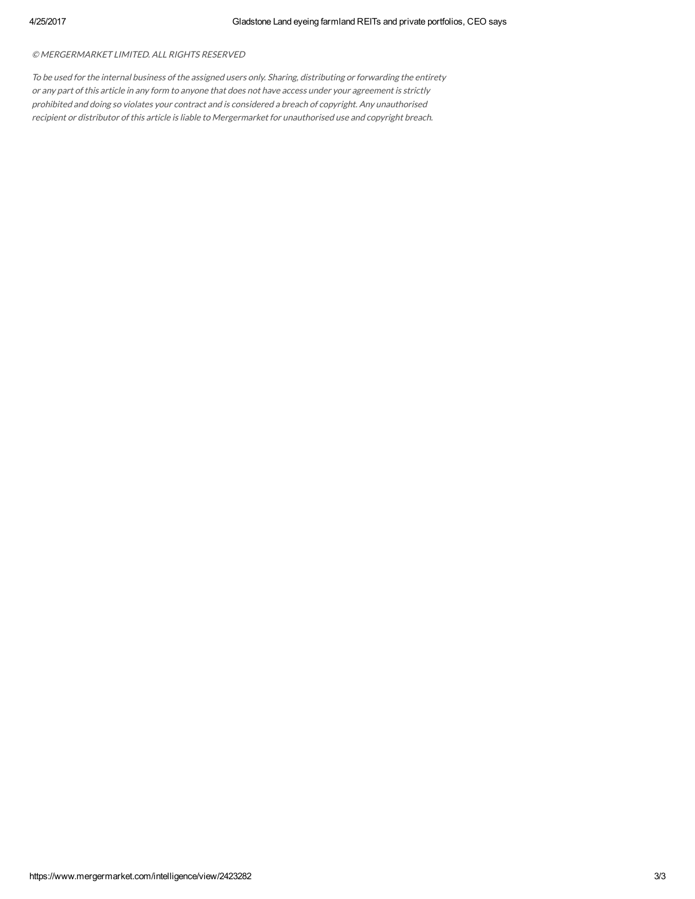*© MERGERMARKET LIMITED. ALL RIGHTS RESERVED*

*To be used for the internal business of the assigned users only. Sharing, distributing or forwarding the entirety or any part of this article in any form to anyone that does not have access under your agreement is strictly prohibited and doing so violates your contract and is considered a breach of copyright. Any unauthorised recipient or distributor of this article is liable to Mergermarket for unauthorised use and copyright breach.*